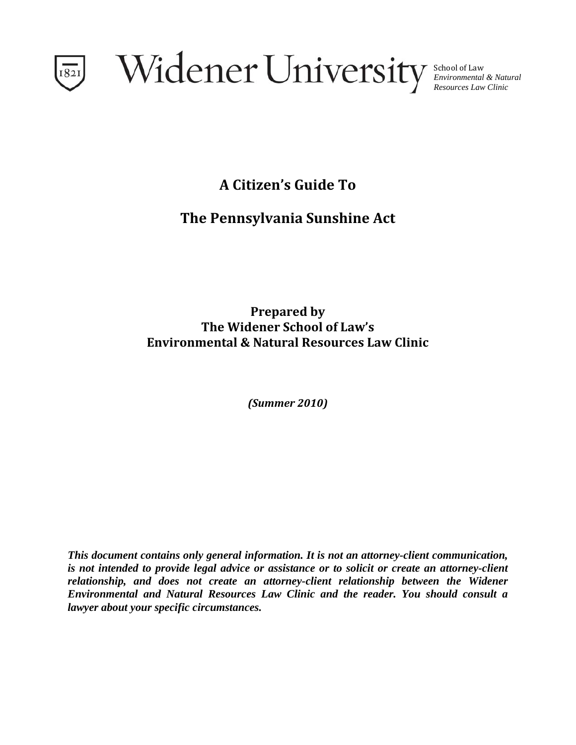Widener University

School of Law
*Environmental & Natural Resources Law Clinic*

# A Citizen's Guide To

# The Pennsylvania Sunshine Act

**Prepared by**
**The Widener School of Law's**
**Environmental & Natural Resources Law Clinic**

***(Summer 2010)***

***This document contains only general information. It is not an attorney-client communication, is not intended to provide legal advice or assistance or to solicit or create an attorney-client relationship, and does not create an attorney-client relationship between the Widener Environmental and Natural Resources Law Clinic and the reader. You should consult a lawyer about your specific circumstances.***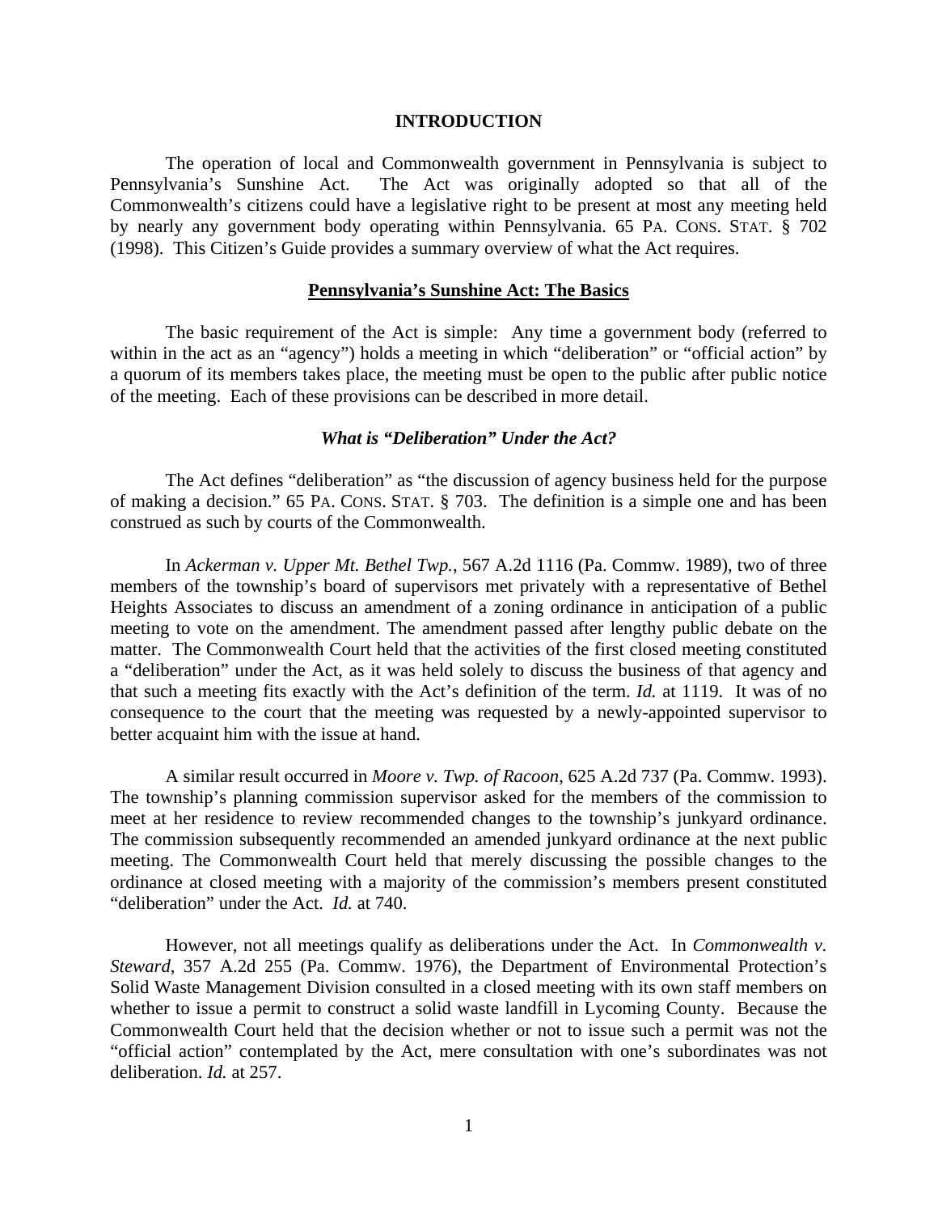## INTRODUCTION

The operation of local and Commonwealth government in Pennsylvania is subject to Pennsylvania's Sunshine Act. The Act was originally adopted so that all of the Commonwealth's citizens could have a legislative right to be present at most any meeting held by nearly any government body operating within Pennsylvania. 65 PA. CONS. STAT. § 702 (1998). This Citizen's Guide provides a summary overview of what the Act requires.

## Pennsylvania's Sunshine Act: The Basics

The basic requirement of the Act is simple: Any time a government body (referred to within in the act as an "agency") holds a meeting in which "deliberation" or "official action" by a quorum of its members takes place, the meeting must be open to the public after public notice of the meeting. Each of these provisions can be described in more detail.

### *What is "Deliberation" Under the Act?*

The Act defines "deliberation" as "the discussion of agency business held for the purpose of making a decision." 65 PA. CONS. STAT. § 703. The definition is a simple one and has been construed as such by courts of the Commonwealth.

In *Ackerman v. Upper Mt. Bethel Twp.*, 567 A.2d 1116 (Pa. Commw. 1989), two of three members of the township's board of supervisors met privately with a representative of Bethel Heights Associates to discuss an amendment of a zoning ordinance in anticipation of a public meeting to vote on the amendment. The amendment passed after lengthy public debate on the matter. The Commonwealth Court held that the activities of the first closed meeting constituted a "deliberation" under the Act, as it was held solely to discuss the business of that agency and that such a meeting fits exactly with the Act's definition of the term. *Id.* at 1119. It was of no consequence to the court that the meeting was requested by a newly-appointed supervisor to better acquaint him with the issue at hand.

A similar result occurred in *Moore v. Twp. of Racoon*, 625 A.2d 737 (Pa. Commw. 1993). The township's planning commission supervisor asked for the members of the commission to meet at her residence to review recommended changes to the township's junkyard ordinance. The commission subsequently recommended an amended junkyard ordinance at the next public meeting. The Commonwealth Court held that merely discussing the possible changes to the ordinance at closed meeting with a majority of the commission's members present constituted "deliberation" under the Act. *Id.* at 740.

However, not all meetings qualify as deliberations under the Act. In *Commonwealth v. Steward*, 357 A.2d 255 (Pa. Commw. 1976), the Department of Environmental Protection's Solid Waste Management Division consulted in a closed meeting with its own staff members on whether to issue a permit to construct a solid waste landfill in Lycoming County. Because the Commonwealth Court held that the decision whether or not to issue such a permit was not the "official action" contemplated by the Act, mere consultation with one's subordinates was not deliberation. *Id.* at 257.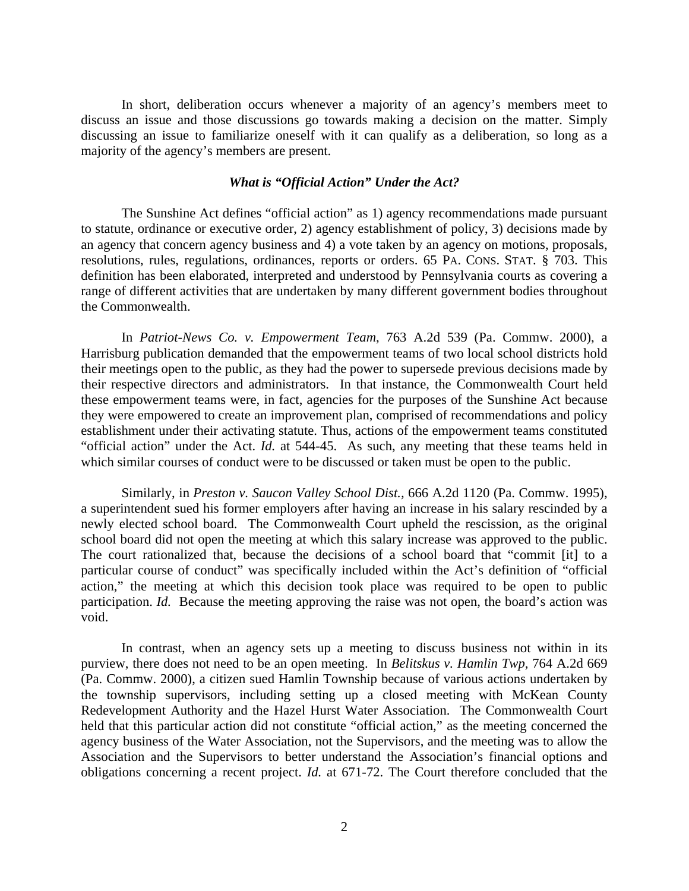In short, deliberation occurs whenever a majority of an agency's members meet to discuss an issue and those discussions go towards making a decision on the matter. Simply discussing an issue to familiarize oneself with it can qualify as a deliberation, so long as a majority of the agency's members are present.

### *What is "Official Action" Under the Act?*

The Sunshine Act defines "official action" as 1) agency recommendations made pursuant to statute, ordinance or executive order, 2) agency establishment of policy, 3) decisions made by an agency that concern agency business and 4) a vote taken by an agency on motions, proposals, resolutions, rules, regulations, ordinances, reports or orders. 65 PA. CONS. STAT. § 703. This definition has been elaborated, interpreted and understood by Pennsylvania courts as covering a range of different activities that are undertaken by many different government bodies throughout the Commonwealth.

In *Patriot-News Co. v. Empowerment Team*, 763 A.2d 539 (Pa. Commw. 2000), a Harrisburg publication demanded that the empowerment teams of two local school districts hold their meetings open to the public, as they had the power to supersede previous decisions made by their respective directors and administrators. In that instance, the Commonwealth Court held these empowerment teams were, in fact, agencies for the purposes of the Sunshine Act because they were empowered to create an improvement plan, comprised of recommendations and policy establishment under their activating statute. Thus, actions of the empowerment teams constituted "official action" under the Act. *Id.* at 544-45. As such, any meeting that these teams held in which similar courses of conduct were to be discussed or taken must be open to the public.

Similarly, in *Preston v. Saucon Valley School Dist.,* 666 A.2d 1120 (Pa. Commw. 1995), a superintendent sued his former employers after having an increase in his salary rescinded by a newly elected school board. The Commonwealth Court upheld the rescission, as the original school board did not open the meeting at which this salary increase was approved to the public. The court rationalized that, because the decisions of a school board that "commit [it] to a particular course of conduct" was specifically included within the Act's definition of "official action," the meeting at which this decision took place was required to be open to public participation. *Id.* Because the meeting approving the raise was not open, the board's action was void.

In contrast, when an agency sets up a meeting to discuss business not within in its purview, there does not need to be an open meeting. In *Belitskus v. Hamlin Twp,* 764 A.2d 669 (Pa. Commw. 2000), a citizen sued Hamlin Township because of various actions undertaken by the township supervisors, including setting up a closed meeting with McKean County Redevelopment Authority and the Hazel Hurst Water Association. The Commonwealth Court held that this particular action did not constitute "official action," as the meeting concerned the agency business of the Water Association, not the Supervisors, and the meeting was to allow the Association and the Supervisors to better understand the Association's financial options and obligations concerning a recent project. *Id.* at 671-72. The Court therefore concluded that the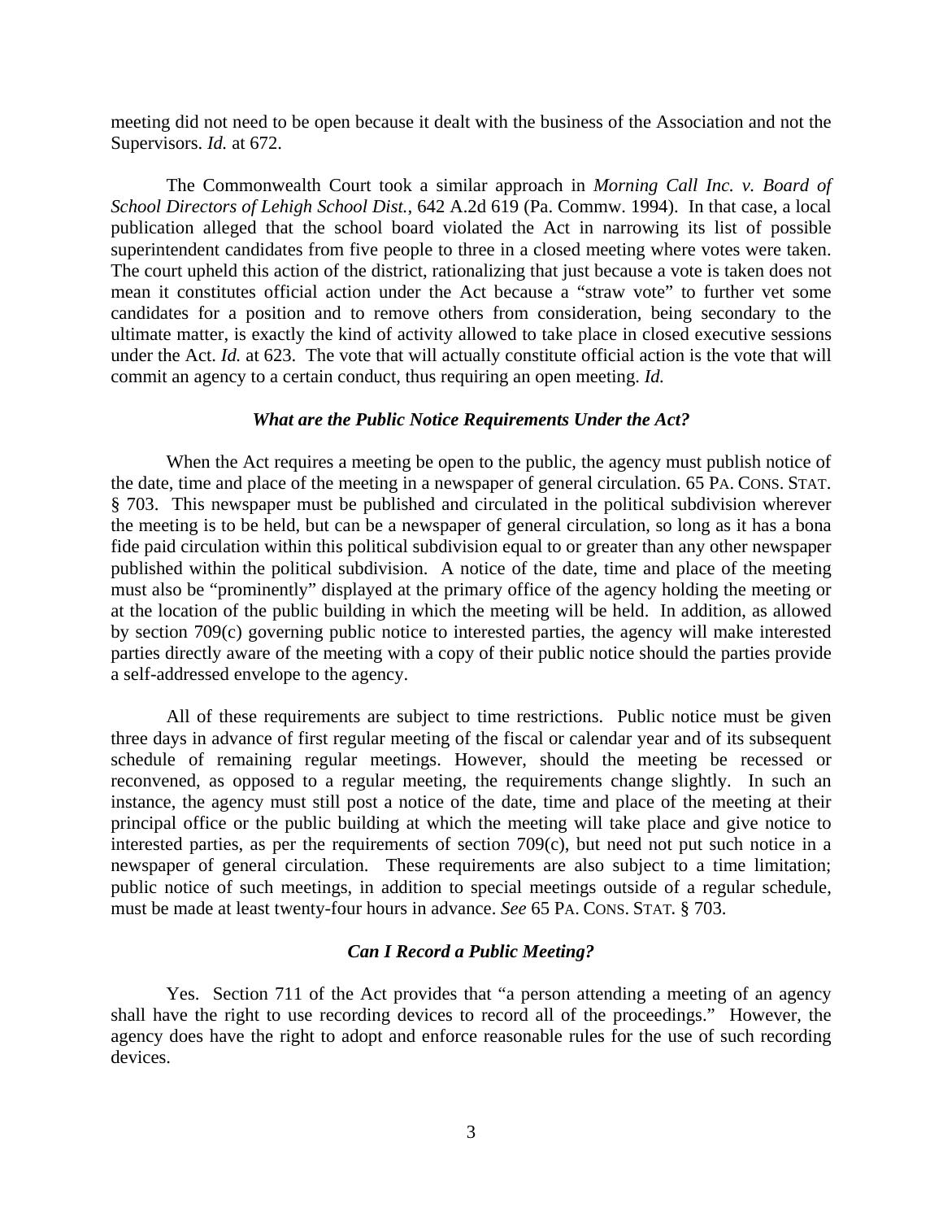meeting did not need to be open because it dealt with the business of the Association and not the Supervisors. *Id.* at 672.

The Commonwealth Court took a similar approach in *Morning Call Inc. v. Board of School Directors of Lehigh School Dist.*, 642 A.2d 619 (Pa. Commw. 1994). In that case, a local publication alleged that the school board violated the Act in narrowing its list of possible superintendent candidates from five people to three in a closed meeting where votes were taken. The court upheld this action of the district, rationalizing that just because a vote is taken does not mean it constitutes official action under the Act because a "straw vote" to further vet some candidates for a position and to remove others from consideration, being secondary to the ultimate matter, is exactly the kind of activity allowed to take place in closed executive sessions under the Act. *Id.* at 623. The vote that will actually constitute official action is the vote that will commit an agency to a certain conduct, thus requiring an open meeting. *Id.*

### *What are the Public Notice Requirements Under the Act?*

When the Act requires a meeting be open to the public, the agency must publish notice of the date, time and place of the meeting in a newspaper of general circulation. 65 PA. CONS. STAT. § 703. This newspaper must be published and circulated in the political subdivision wherever the meeting is to be held, but can be a newspaper of general circulation, so long as it has a bona fide paid circulation within this political subdivision equal to or greater than any other newspaper published within the political subdivision. A notice of the date, time and place of the meeting must also be "prominently" displayed at the primary office of the agency holding the meeting or at the location of the public building in which the meeting will be held. In addition, as allowed by section 709(c) governing public notice to interested parties, the agency will make interested parties directly aware of the meeting with a copy of their public notice should the parties provide a self-addressed envelope to the agency.

All of these requirements are subject to time restrictions. Public notice must be given three days in advance of first regular meeting of the fiscal or calendar year and of its subsequent schedule of remaining regular meetings. However, should the meeting be recessed or reconvened, as opposed to a regular meeting, the requirements change slightly. In such an instance, the agency must still post a notice of the date, time and place of the meeting at their principal office or the public building at which the meeting will take place and give notice to interested parties, as per the requirements of section 709(c), but need not put such notice in a newspaper of general circulation. These requirements are also subject to a time limitation; public notice of such meetings, in addition to special meetings outside of a regular schedule, must be made at least twenty-four hours in advance. *See* 65 PA. CONS. STAT. § 703.

### *Can I Record a Public Meeting?*

Yes. Section 711 of the Act provides that "a person attending a meeting of an agency shall have the right to use recording devices to record all of the proceedings." However, the agency does have the right to adopt and enforce reasonable rules for the use of such recording devices.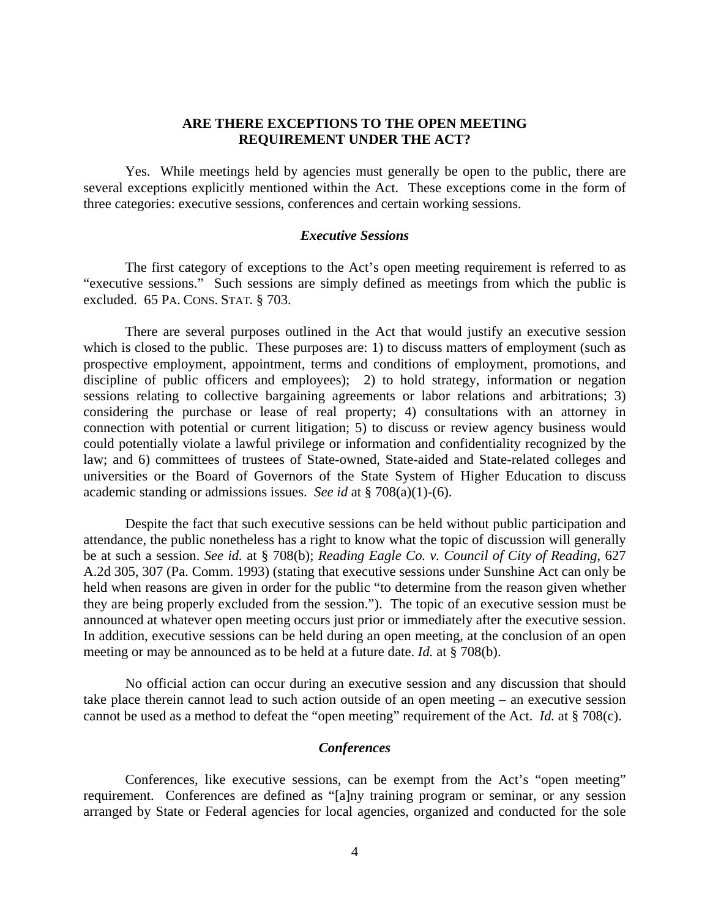## ARE THERE EXCEPTIONS TO THE OPEN MEETING REQUIREMENT UNDER THE ACT?

Yes. While meetings held by agencies must generally be open to the public, there are several exceptions explicitly mentioned within the Act. These exceptions come in the form of three categories: executive sessions, conferences and certain working sessions.

### *Executive Sessions*

The first category of exceptions to the Act's open meeting requirement is referred to as "executive sessions." Such sessions are simply defined as meetings from which the public is excluded. 65 PA. CONS. STAT. § 703.

There are several purposes outlined in the Act that would justify an executive session which is closed to the public. These purposes are: 1) to discuss matters of employment (such as prospective employment, appointment, terms and conditions of employment, promotions, and discipline of public officers and employees); 2) to hold strategy, information or negation sessions relating to collective bargaining agreements or labor relations and arbitrations; 3) considering the purchase or lease of real property; 4) consultations with an attorney in connection with potential or current litigation; 5) to discuss or review agency business would could potentially violate a lawful privilege or information and confidentiality recognized by the law; and 6) committees of trustees of State-owned, State-aided and State-related colleges and universities or the Board of Governors of the State System of Higher Education to discuss academic standing or admissions issues. *See id* at § 708(a)(1)-(6).

Despite the fact that such executive sessions can be held without public participation and attendance, the public nonetheless has a right to know what the topic of discussion will generally be at such a session. *See id.* at § 708(b); *Reading Eagle Co. v. Council of City of Reading*, 627 A.2d 305, 307 (Pa. Comm. 1993) (stating that executive sessions under Sunshine Act can only be held when reasons are given in order for the public "to determine from the reason given whether they are being properly excluded from the session."). The topic of an executive session must be announced at whatever open meeting occurs just prior or immediately after the executive session. In addition, executive sessions can be held during an open meeting, at the conclusion of an open meeting or may be announced as to be held at a future date. *Id.* at § 708(b).

No official action can occur during an executive session and any discussion that should take place therein cannot lead to such action outside of an open meeting – an executive session cannot be used as a method to defeat the "open meeting" requirement of the Act. *Id.* at § 708(c).

### *Conferences*

Conferences, like executive sessions, can be exempt from the Act's "open meeting" requirement. Conferences are defined as "[a]ny training program or seminar, or any session arranged by State or Federal agencies for local agencies, organized and conducted for the sole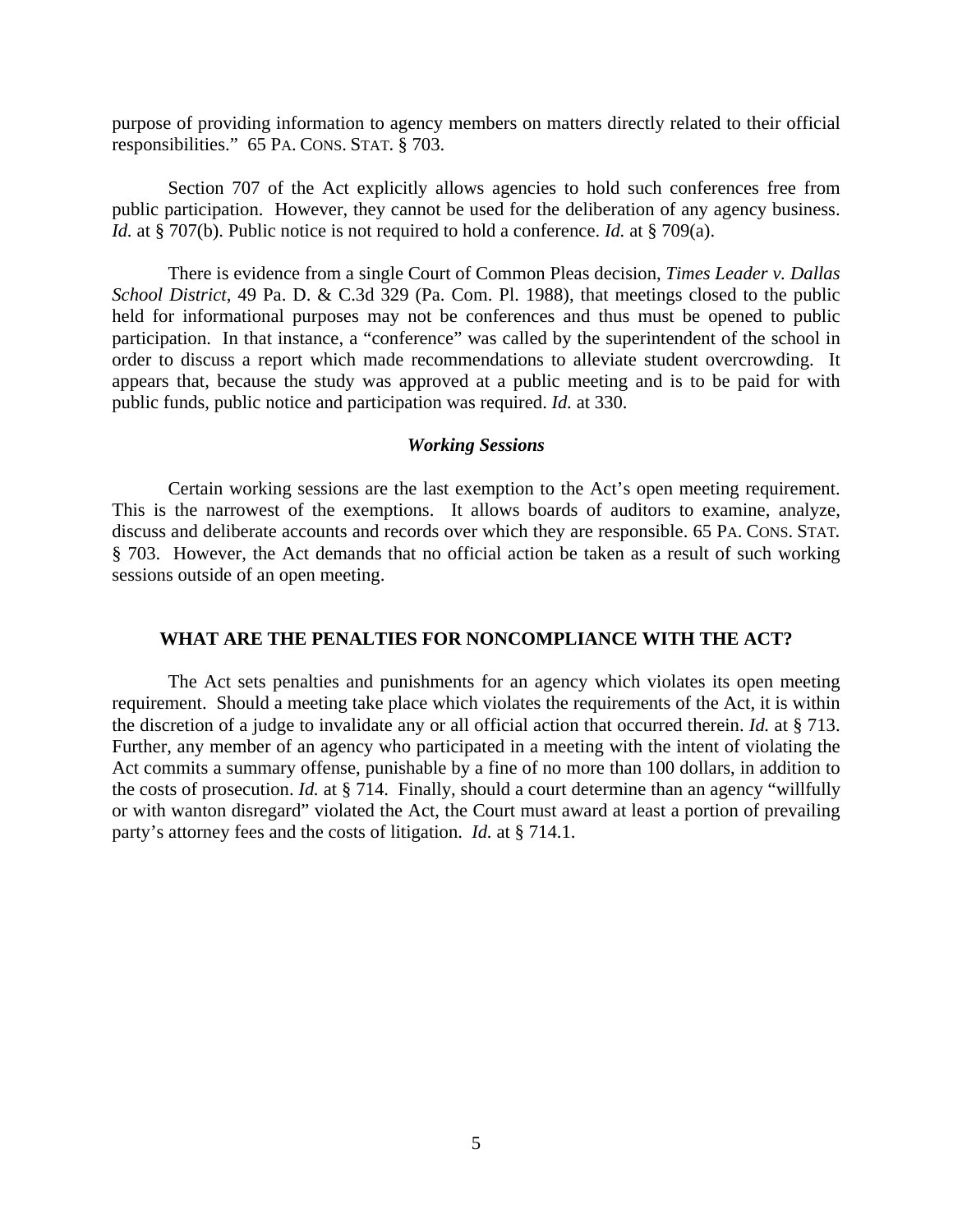purpose of providing information to agency members on matters directly related to their official responsibilities." 65 PA. CONS. STAT. § 703.

Section 707 of the Act explicitly allows agencies to hold such conferences free from public participation. However, they cannot be used for the deliberation of any agency business. *Id.* at § 707(b). Public notice is not required to hold a conference. *Id.* at § 709(a).

There is evidence from a single Court of Common Pleas decision, *Times Leader v. Dallas School District*, 49 Pa. D. & C.3d 329 (Pa. Com. Pl. 1988), that meetings closed to the public held for informational purposes may not be conferences and thus must be opened to public participation. In that instance, a "conference" was called by the superintendent of the school in order to discuss a report which made recommendations to alleviate student overcrowding. It appears that, because the study was approved at a public meeting and is to be paid for with public funds, public notice and participation was required. *Id.* at 330.

### *Working Sessions*

Certain working sessions are the last exemption to the Act's open meeting requirement. This is the narrowest of the exemptions. It allows boards of auditors to examine, analyze, discuss and deliberate accounts and records over which they are responsible. 65 PA. CONS. STAT. § 703. However, the Act demands that no official action be taken as a result of such working sessions outside of an open meeting.

## WHAT ARE THE PENALTIES FOR NONCOMPLIANCE WITH THE ACT?

The Act sets penalties and punishments for an agency which violates its open meeting requirement. Should a meeting take place which violates the requirements of the Act, it is within the discretion of a judge to invalidate any or all official action that occurred therein. *Id.* at § 713. Further, any member of an agency who participated in a meeting with the intent of violating the Act commits a summary offense, punishable by a fine of no more than 100 dollars, in addition to the costs of prosecution. *Id.* at § 714. Finally, should a court determine than an agency "willfully or with wanton disregard" violated the Act, the Court must award at least a portion of prevailing party's attorney fees and the costs of litigation. *Id.* at § 714.1.